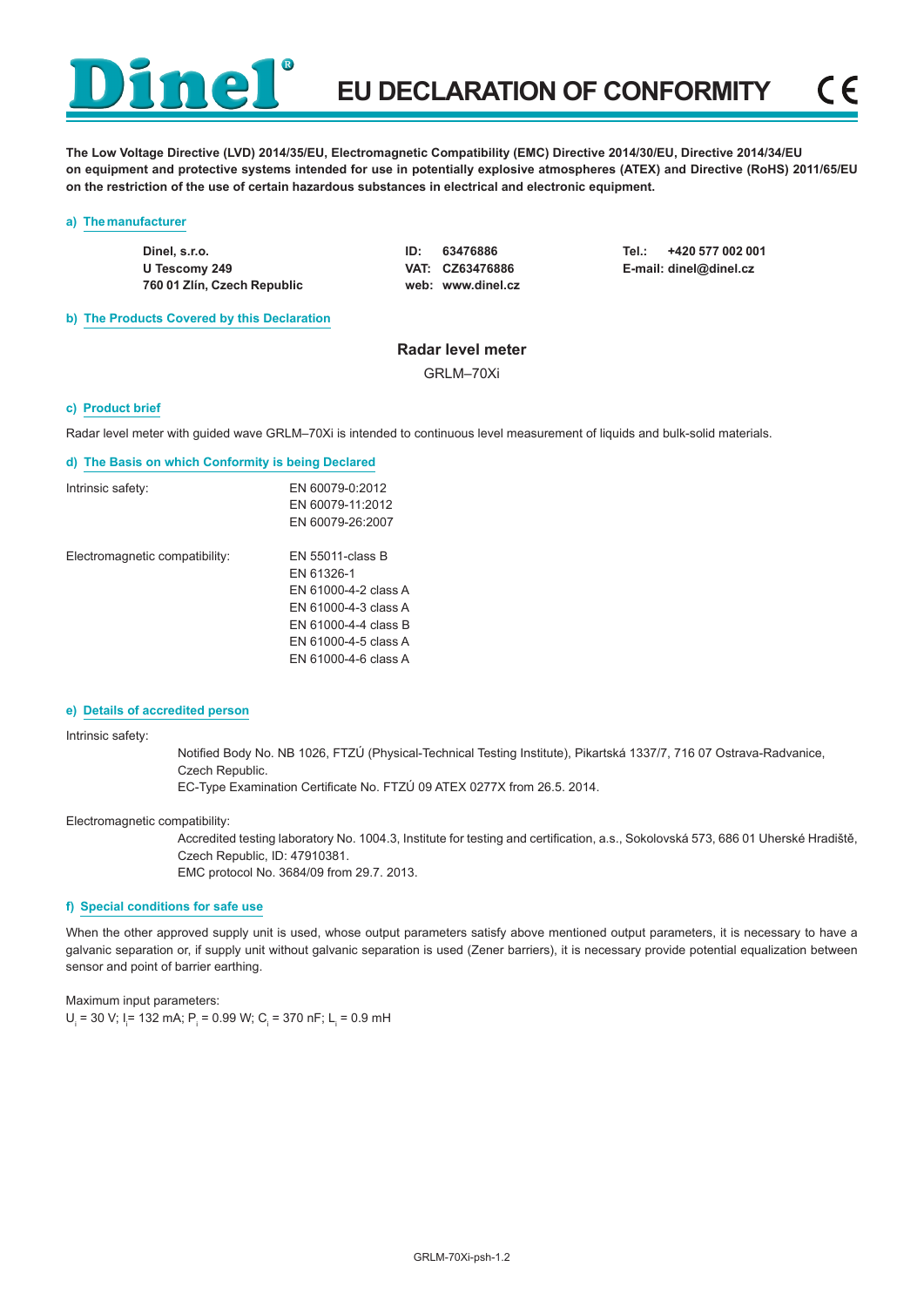# Dinel® EU DECLARATION OF CONFORMITY CE

**The Low Voltage Directive (LVD) 2014/35/EU, Electromagnetic Compatibility (EMC) Directive 2014/30/EU, Directive 2014/34/EU on equipment and protective systems intended for use in potentially explosive atmospheres (ATEX) and Directive (RoHS) 2011/65/EU on the restriction of the use of certain hazardous substances in electrical and electronic equipment.**

## a) The manufacturer

| | | |
|---|---|---|
| **Dinel, s.r.o.** | **ID: 63476886** | **Tel.: +420 577 002 001** |
| **U Tescomy 249** | **VAT: CZ63476886** | **E-mail: dinel@dinel.cz** |
| **760 01 Zlín, Czech Republic** | **web: www.dinel.cz** | |

## b) The Products Covered by this Declaration

**Radar level meter**

GRLM–70Xi

## c) Product brief

Radar level meter with guided wave GRLM–70Xi is intended to continuous level measurement of liquids and bulk-solid materials.

## d) The Basis on which Conformity is being Declared

| | |
|---|---|
| Intrinsic safety: | EN 60079-0:2012<br>EN 60079-11:2012<br>EN 60079-26:2007 |
| Electromagnetic compatibility: | EN 55011-class B<br>EN 61326-1<br>EN 61000-4-2 class A<br>EN 61000-4-3 class A<br>EN 61000-4-4 class B<br>EN 61000-4-5 class A<br>EN 61000-4-6 class A |

## e) Details of accredited person

Intrinsic safety:

Notified Body No. NB 1026, FTZÚ (Physical-Technical Testing Institute), Pikartská 1337/7, 716 07 Ostrava-Radvanice, Czech Republic.
EC-Type Examination Certificate No. FTZÚ 09 ATEX 0277X from 26.5. 2014.

Electromagnetic compatibility:

Accredited testing laboratory No. 1004.3, Institute for testing and certification, a.s., Sokolovská 573, 686 01 Uherské Hradiště, Czech Republic, ID: 47910381.
EMC protocol No. 3684/09 from 29.7. 2013.

## f) Special conditions for safe use

When the other approved supply unit is used, whose output parameters satisfy above mentioned output parameters, it is necessary to have a galvanic separation or, if supply unit without galvanic separation is used (Zener barriers), it is necessary provide potential equalization between sensor and point of barrier earthing.

Maximum input parameters:
$U_i$ = 30 V; $I_i$= 132 mA; $P_i$ = 0.99 W; $C_i$ = 370 nF; $L_i$ = 0.9 mH

GRLM-70Xi-psh-1.2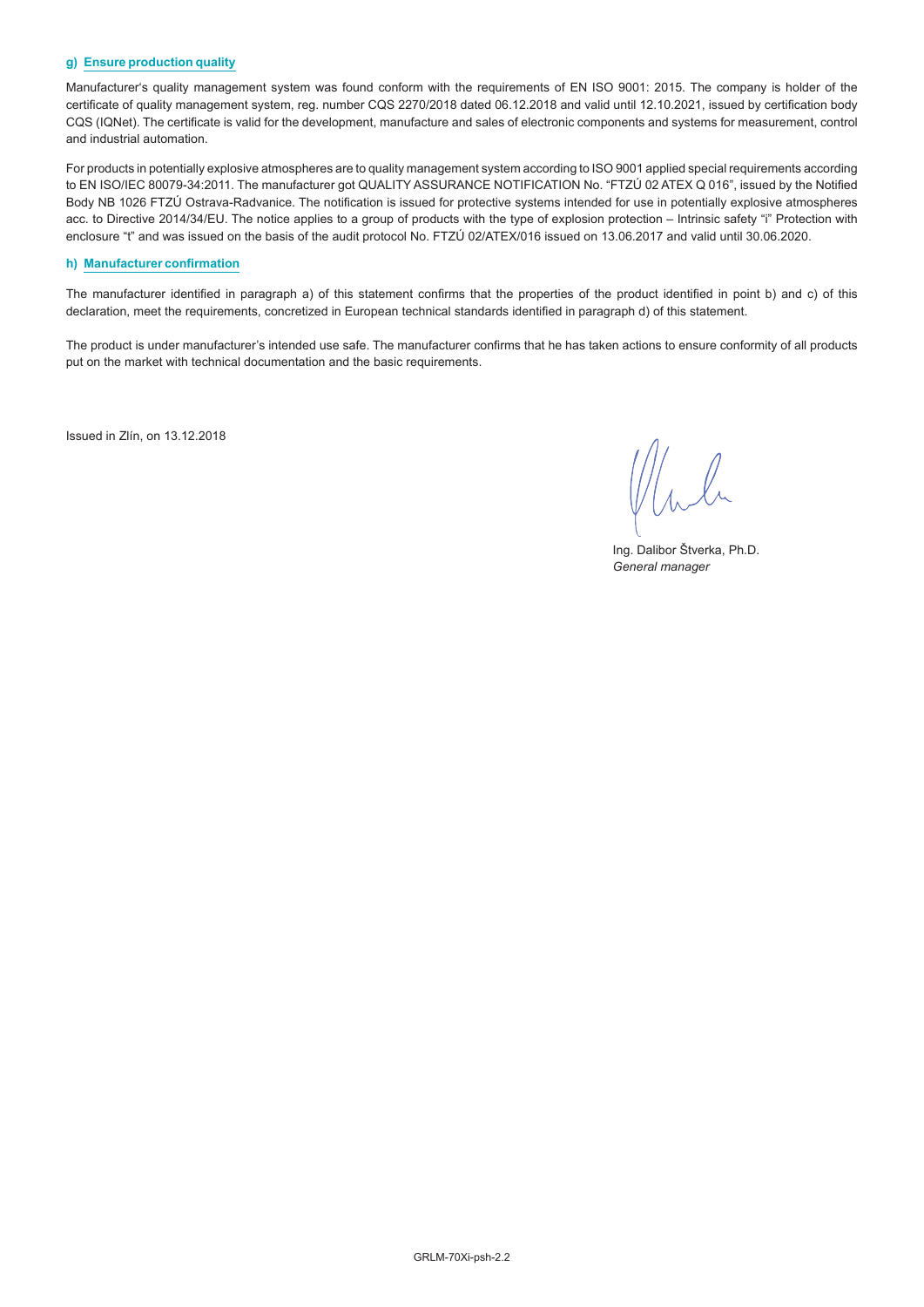### g) Ensure production quality

Manufacturer's quality management system was found conform with the requirements of EN ISO 9001: 2015. The company is holder of the certificate of quality management system, reg. number CQS 2270/2018 dated 06.12.2018 and valid until 12.10.2021, issued by certification body CQS (IQNet). The certificate is valid for the development, manufacture and sales of electronic components and systems for measurement, control and industrial automation.

For products in potentially explosive atmospheres are to quality management system according to ISO 9001 applied special requirements according to EN ISO/IEC 80079-34:2011. The manufacturer got QUALITY ASSURANCE NOTIFICATION No. "FTZÚ 02 ATEX Q 016", issued by the Notified Body NB 1026 FTZÚ Ostrava-Radvanice. The notification is issued for protective systems intended for use in potentially explosive atmospheres acc. to Directive 2014/34/EU. The notice applies to a group of products with the type of explosion protection – Intrinsic safety "i" Protection with enclosure "t" and was issued on the basis of the audit protocol No. FTZÚ 02/ATEX/016 issued on 13.06.2017 and valid until 30.06.2020.

### h) Manufacturer confirmation

The manufacturer identified in paragraph a) of this statement confirms that the properties of the product identified in point b) and c) of this declaration, meet the requirements, concretized in European technical standards identified in paragraph d) of this statement.

The product is under manufacturer's intended use safe. The manufacturer confirms that he has taken actions to ensure conformity of all products put on the market with technical documentation and the basic requirements.

Issued in Zlín, on 13.12.2018

Ing. Dalibor Štverka, Ph.D.
*General manager*

GRLM-70Xi-psh-2.2